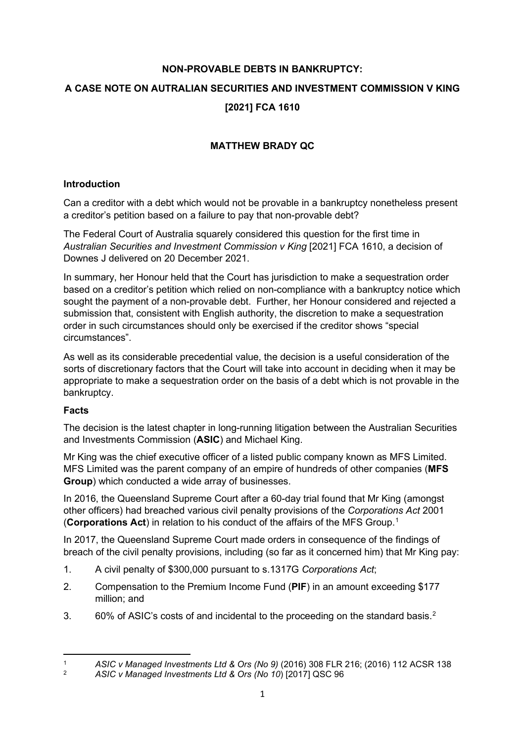# NON-PROVABLE DEBTS IN BANKRUPTCY:

# A CASE NOTE ON AUTRALIAN SECURITIES AND INVESTMENT COMMISSION V KING [2021] FCA 1610

**MATTHEW BRADY QC**

### Introduction

Can a creditor with a debt which would not be provable in a bankruptcy nonetheless present a creditor's petition based on a failure to pay that non-provable debt?

The Federal Court of Australia squarely considered this question for the first time in *Australian Securities and Investment Commission v King* [2021] FCA 1610, a decision of Downes J delivered on 20 December 2021.

In summary, her Honour held that the Court has jurisdiction to make a sequestration order based on a creditor's petition which relied on non-compliance with a bankruptcy notice which sought the payment of a non-provable debt. Further, her Honour considered and rejected a submission that, consistent with English authority, the discretion to make a sequestration order in such circumstances should only be exercised if the creditor shows "special circumstances".

As well as its considerable precedential value, the decision is a useful consideration of the sorts of discretionary factors that the Court will take into account in deciding when it may be appropriate to make a sequestration order on the basis of a debt which is not provable in the bankruptcy.

### Facts

The decision is the latest chapter in long-running litigation between the Australian Securities and Investments Commission (**ASIC**) and Michael King.

Mr King was the chief executive officer of a listed public company known as MFS Limited. MFS Limited was the parent company of an empire of hundreds of other companies (**MFS Group**) which conducted a wide array of businesses.

In 2016, the Queensland Supreme Court after a 60-day trial found that Mr King (amongst other officers) had breached various civil penalty provisions of the *Corporations Act* 2001 (**Corporations Act**) in relation to his conduct of the affairs of the MFS Group.[1]

In 2017, the Queensland Supreme Court made orders in consequence of the findings of breach of the civil penalty provisions, including (so far as it concerned him) that Mr King pay:

1. A civil penalty of $300,000 pursuant to s.1317G *Corporations Act*;
2. Compensation to the Premium Income Fund (**PIF**) in an amount exceeding $177 million; and
3. 60% of ASIC's costs of and incidental to the proceeding on the standard basis.[2]

---

[1] *ASIC v Managed Investments Ltd & Ors (No 9)* (2016) 308 FLR 216; (2016) 112 ACSR 138

[2] *ASIC v Managed Investments Ltd & Ors (No 10)* [2017] QSC 96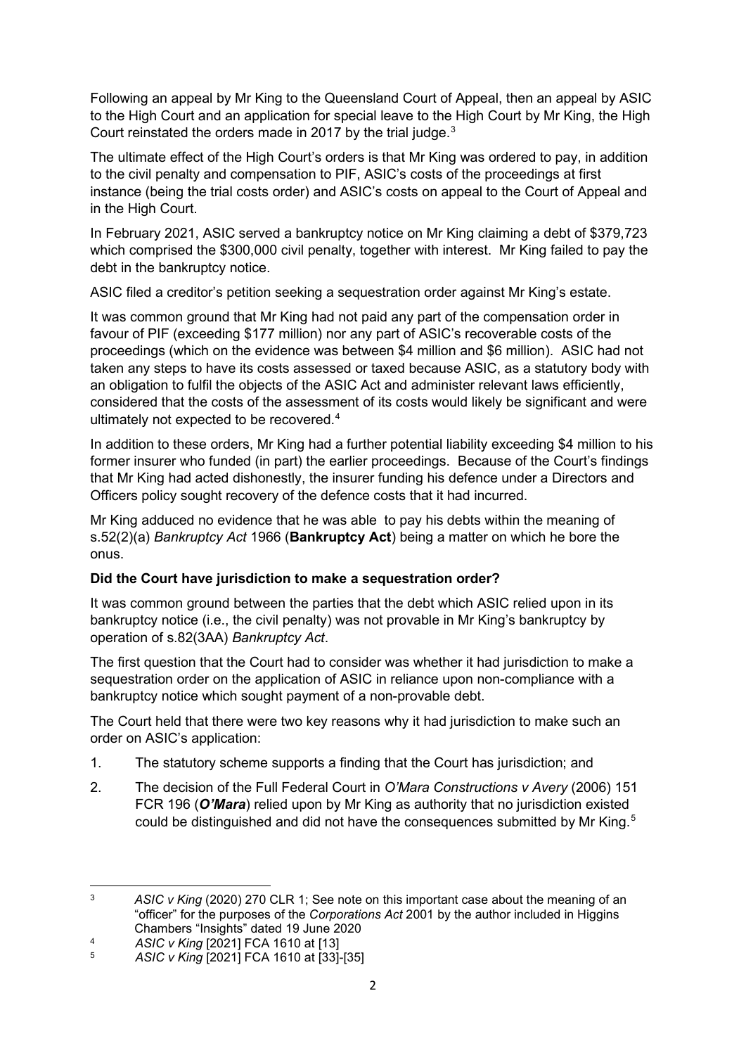Following an appeal by Mr King to the Queensland Court of Appeal, then an appeal by ASIC to the High Court and an application for special leave to the High Court by Mr King, the High Court reinstated the orders made in 2017 by the trial judge.[3]

The ultimate effect of the High Court's orders is that Mr King was ordered to pay, in addition to the civil penalty and compensation to PIF, ASIC's costs of the proceedings at first instance (being the trial costs order) and ASIC's costs on appeal to the Court of Appeal and in the High Court.

In February 2021, ASIC served a bankruptcy notice on Mr King claiming a debt of $379,723 which comprised the $300,000 civil penalty, together with interest. Mr King failed to pay the debt in the bankruptcy notice.

ASIC filed a creditor's petition seeking a sequestration order against Mr King's estate.

It was common ground that Mr King had not paid any part of the compensation order in favour of PIF (exceeding $177 million) nor any part of ASIC's recoverable costs of the proceedings (which on the evidence was between $4 million and $6 million). ASIC had not taken any steps to have its costs assessed or taxed because ASIC, as a statutory body with an obligation to fulfil the objects of the ASIC Act and administer relevant laws efficiently, considered that the costs of the assessment of its costs would likely be significant and were ultimately not expected to be recovered.[4]

In addition to these orders, Mr King had a further potential liability exceeding $4 million to his former insurer who funded (in part) the earlier proceedings. Because of the Court's findings that Mr King had acted dishonestly, the insurer funding his defence under a Directors and Officers policy sought recovery of the defence costs that it had incurred.

Mr King adduced no evidence that he was able to pay his debts within the meaning of s.52(2)(a) *Bankruptcy Act* 1966 (**Bankruptcy Act**) being a matter on which he bore the onus.

**Did the Court have jurisdiction to make a sequestration order?**

It was common ground between the parties that the debt which ASIC relied upon in its bankruptcy notice (i.e., the civil penalty) was not provable in Mr King's bankruptcy by operation of s.82(3AA) *Bankruptcy Act*.

The first question that the Court had to consider was whether it had jurisdiction to make a sequestration order on the application of ASIC in reliance upon non-compliance with a bankruptcy notice which sought payment of a non-provable debt.

The Court held that there were two key reasons why it had jurisdiction to make such an order on ASIC's application:

1. The statutory scheme supports a finding that the Court has jurisdiction; and
2. The decision of the Full Federal Court in *O'Mara Constructions v Avery* (2006) 151 FCR 196 (***O'Mara***) relied upon by Mr King as authority that no jurisdiction existed could be distinguished and did not have the consequences submitted by Mr King.[5]

---

[3] *ASIC v King* (2020) 270 CLR 1; See note on this important case about the meaning of an "officer" for the purposes of the *Corporations Act* 2001 by the author included in Higgins Chambers "Insights" dated 19 June 2020

[4] *ASIC v King* [2021] FCA 1610 at [13]

[5] *ASIC v King* [2021] FCA 1610 at [33]-[35]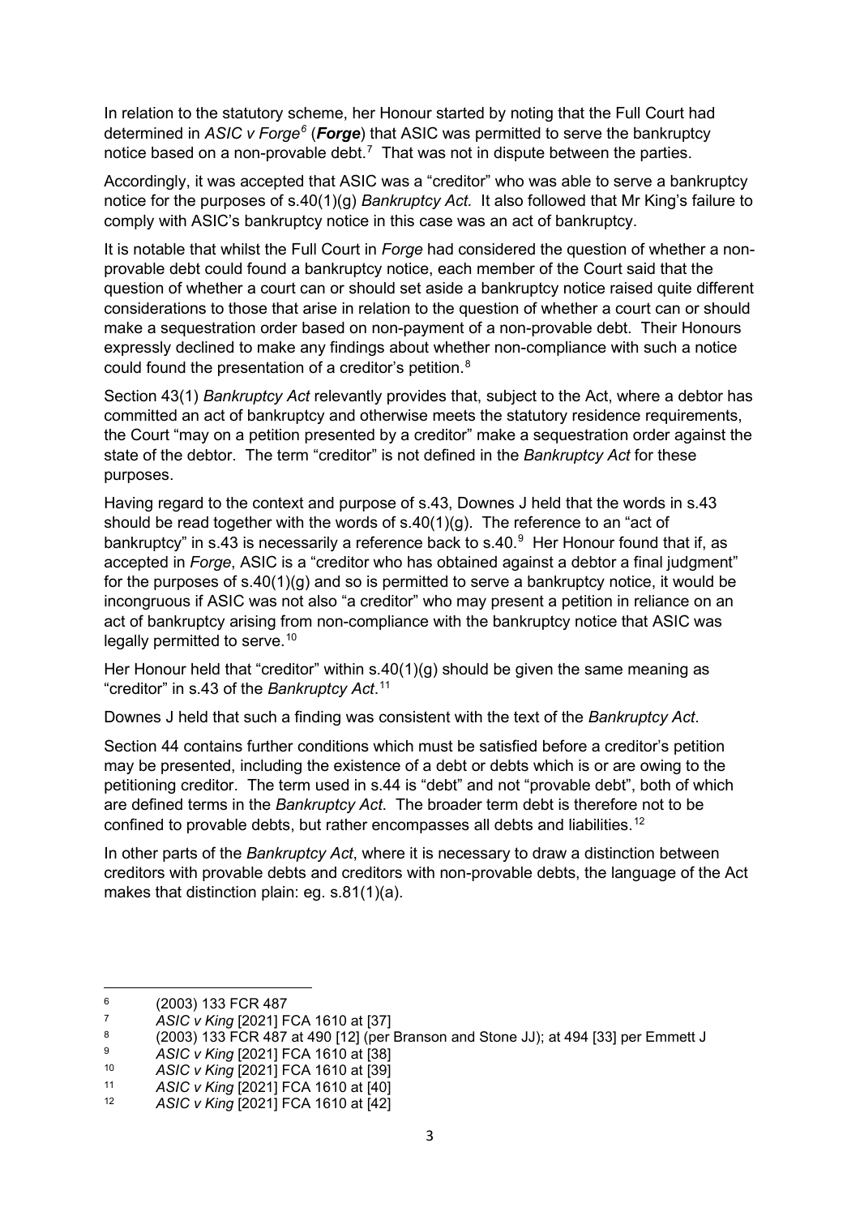In relation to the statutory scheme, her Honour started by noting that the Full Court had determined in *ASIC v Forge*[6] (***Forge***) that ASIC was permitted to serve the bankruptcy notice based on a non-provable debt.[7] That was not in dispute between the parties.

Accordingly, it was accepted that ASIC was a "creditor" who was able to serve a bankruptcy notice for the purposes of s.40(1)(g) *Bankruptcy Act*. It also followed that Mr King's failure to comply with ASIC's bankruptcy notice in this case was an act of bankruptcy.

It is notable that whilst the Full Court in *Forge* had considered the question of whether a non-provable debt could found a bankruptcy notice, each member of the Court said that the question of whether a court can or should set aside a bankruptcy notice raised quite different considerations to those that arise in relation to the question of whether a court can or should make a sequestration order based on non-payment of a non-provable debt. Their Honours expressly declined to make any findings about whether non-compliance with such a notice could found the presentation of a creditor's petition.[8]

Section 43(1) *Bankruptcy Act* relevantly provides that, subject to the Act, where a debtor has committed an act of bankruptcy and otherwise meets the statutory residence requirements, the Court "may on a petition presented by a creditor" make a sequestration order against the state of the debtor. The term "creditor" is not defined in the *Bankruptcy Act* for these purposes.

Having regard to the context and purpose of s.43, Downes J held that the words in s.43 should be read together with the words of s.40(1)(g). The reference to an "act of bankruptcy" in s.43 is necessarily a reference back to s.40.[9] Her Honour found that if, as accepted in *Forge*, ASIC is a "creditor who has obtained against a debtor a final judgment" for the purposes of s.40(1)(g) and so is permitted to serve a bankruptcy notice, it would be incongruous if ASIC was not also "a creditor" who may present a petition in reliance on an act of bankruptcy arising from non-compliance with the bankruptcy notice that ASIC was legally permitted to serve.[10]

Her Honour held that "creditor" within s.40(1)(g) should be given the same meaning as "creditor" in s.43 of the *Bankruptcy Act*.[11]

Downes J held that such a finding was consistent with the text of the *Bankruptcy Act*.

Section 44 contains further conditions which must be satisfied before a creditor's petition may be presented, including the existence of a debt or debts which is or are owing to the petitioning creditor. The term used in s.44 is "debt" and not "provable debt", both of which are defined terms in the *Bankruptcy Act*. The broader term debt is therefore not to be confined to provable debts, but rather encompasses all debts and liabilities.[12]

In other parts of the *Bankruptcy Act*, where it is necessary to draw a distinction between creditors with provable debts and creditors with non-provable debts, the language of the Act makes that distinction plain: eg. s.81(1)(a).

---

[6] (2003) 133 FCR 487

[7] *ASIC v King* [2021] FCA 1610 at [37]

[8] (2003) 133 FCR 487 at 490 [12] (per Branson and Stone JJ); at 494 [33] per Emmett J

[9] *ASIC v King* [2021] FCA 1610 at [38]

[10] *ASIC v King* [2021] FCA 1610 at [39]

[11] *ASIC v King* [2021] FCA 1610 at [40]

[12] *ASIC v King* [2021] FCA 1610 at [42]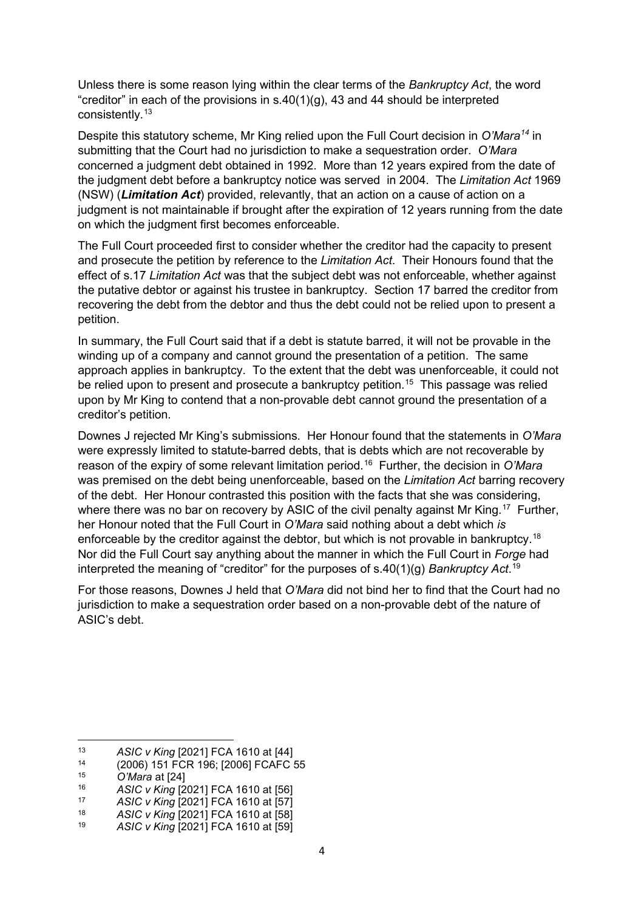Unless there is some reason lying within the clear terms of the *Bankruptcy Act*, the word "creditor" in each of the provisions in s.40(1)(g), 43 and 44 should be interpreted consistently.[13]

Despite this statutory scheme, Mr King relied upon the Full Court decision in *O'Mara*[14] in submitting that the Court had no jurisdiction to make a sequestration order. *O'Mara* concerned a judgment debt obtained in 1992. More than 12 years expired from the date of the judgment debt before a bankruptcy notice was served in 2004. The *Limitation Act* 1969 (NSW) (***Limitation Act***) provided, relevantly, that an action on a cause of action on a judgment is not maintainable if brought after the expiration of 12 years running from the date on which the judgment first becomes enforceable.

The Full Court proceeded first to consider whether the creditor had the capacity to present and prosecute the petition by reference to the *Limitation Act*. Their Honours found that the effect of s.17 *Limitation Act* was that the subject debt was not enforceable, whether against the putative debtor or against his trustee in bankruptcy. Section 17 barred the creditor from recovering the debt from the debtor and thus the debt could not be relied upon to present a petition.

In summary, the Full Court said that if a debt is statute barred, it will not be provable in the winding up of a company and cannot ground the presentation of a petition. The same approach applies in bankruptcy. To the extent that the debt was unenforceable, it could not be relied upon to present and prosecute a bankruptcy petition.[15] This passage was relied upon by Mr King to contend that a non-provable debt cannot ground the presentation of a creditor's petition.

Downes J rejected Mr King's submissions. Her Honour found that the statements in *O'Mara* were expressly limited to statute-barred debts, that is debts which are not recoverable by reason of the expiry of some relevant limitation period.[16] Further, the decision in *O'Mara* was premised on the debt being unenforceable, based on the *Limitation Act* barring recovery of the debt. Her Honour contrasted this position with the facts that she was considering, where there was no bar on recovery by ASIC of the civil penalty against Mr King.[17] Further, her Honour noted that the Full Court in *O'Mara* said nothing about a debt which *is* enforceable by the creditor against the debtor, but which is not provable in bankruptcy.[18] Nor did the Full Court say anything about the manner in which the Full Court in *Forge* had interpreted the meaning of "creditor" for the purposes of s.40(1)(g) *Bankruptcy Act*.[19]

For those reasons, Downes J held that *O'Mara* did not bind her to find that the Court had no jurisdiction to make a sequestration order based on a non-provable debt of the nature of ASIC's debt.

---

[13] *ASIC v King* [2021] FCA 1610 at [44]

[14] (2006) 151 FCR 196; [2006] FCAFC 55

[15] *O'Mara* at [24]

[16] *ASIC v King* [2021] FCA 1610 at [56]

[17] *ASIC v King* [2021] FCA 1610 at [57]

[18] *ASIC v King* [2021] FCA 1610 at [58]

[19] *ASIC v King* [2021] FCA 1610 at [59]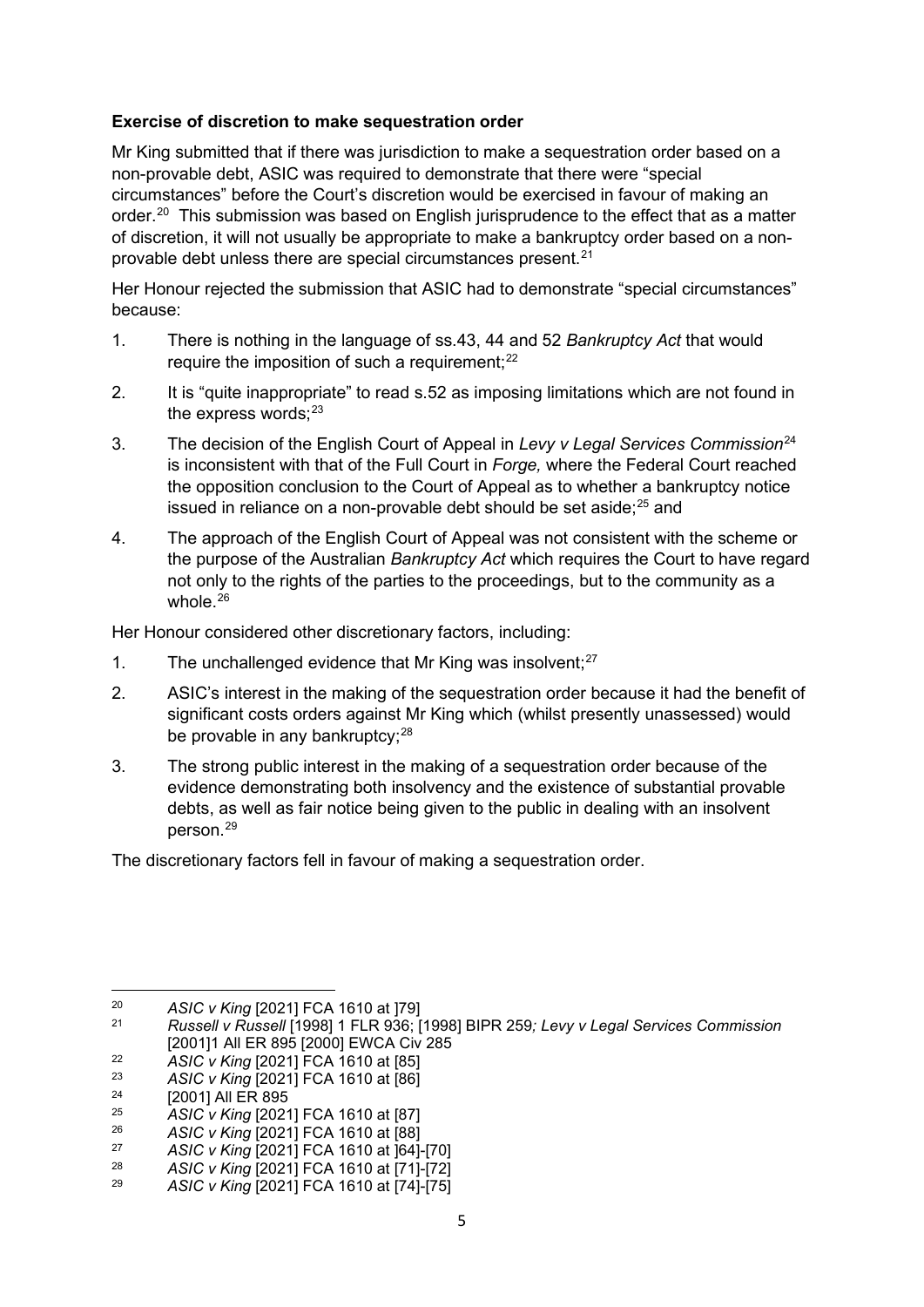**Exercise of discretion to make sequestration order**

Mr King submitted that if there was jurisdiction to make a sequestration order based on a non-provable debt, ASIC was required to demonstrate that there were "special circumstances" before the Court's discretion would be exercised in favour of making an order.[20] This submission was based on English jurisprudence to the effect that as a matter of discretion, it will not usually be appropriate to make a bankruptcy order based on a non-provable debt unless there are special circumstances present.[21]

Her Honour rejected the submission that ASIC had to demonstrate "special circumstances" because:

1. There is nothing in the language of ss.43, 44 and 52 *Bankruptcy Act* that would require the imposition of such a requirement;[22]
2. It is "quite inappropriate" to read s.52 as imposing limitations which are not found in the express words;[23]
3. The decision of the English Court of Appeal in *Levy v Legal Services Commission*[24] is inconsistent with that of the Full Court in *Forge,* where the Federal Court reached the opposition conclusion to the Court of Appeal as to whether a bankruptcy notice issued in reliance on a non-provable debt should be set aside;[25] and
4. The approach of the English Court of Appeal was not consistent with the scheme or the purpose of the Australian *Bankruptcy Act* which requires the Court to have regard not only to the rights of the parties to the proceedings, but to the community as a whole.[26]

Her Honour considered other discretionary factors, including:

1. The unchallenged evidence that Mr King was insolvent;[27]
2. ASIC's interest in the making of the sequestration order because it had the benefit of significant costs orders against Mr King which (whilst presently unassessed) would be provable in any bankruptcy;[28]
3. The strong public interest in the making of a sequestration order because of the evidence demonstrating both insolvency and the existence of substantial provable debts, as well as fair notice being given to the public in dealing with an insolvent person.[29]

The discretionary factors fell in favour of making a sequestration order.

---

[20] *ASIC v King* [2021] FCA 1610 at ]79]

[21] *Russell v Russell* [1998] 1 FLR 936; [1998] BIPR 259*; Levy v Legal Services Commission* [2001]1 All ER 895 [2000] EWCA Civ 285

[22] *ASIC v King* [2021] FCA 1610 at [85]

[23] *ASIC v King* [2021] FCA 1610 at [86]

[24] [2001] All ER 895

[25] *ASIC v King* [2021] FCA 1610 at [87]

[26] *ASIC v King* [2021] FCA 1610 at [88]

[27] *ASIC v King* [2021] FCA 1610 at ]64]-[70]

[28] *ASIC v King* [2021] FCA 1610 at [71]-[72]

[29] *ASIC v King* [2021] FCA 1610 at [74]-[75]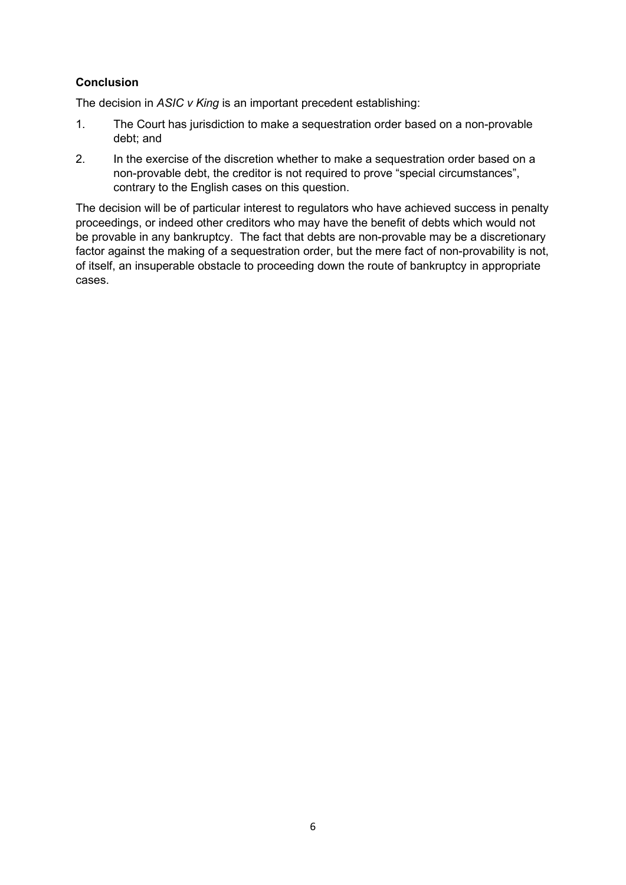**Conclusion**

The decision in *ASIC v King* is an important precedent establishing:

1. The Court has jurisdiction to make a sequestration order based on a non-provable debt; and
2. In the exercise of the discretion whether to make a sequestration order based on a non-provable debt, the creditor is not required to prove "special circumstances", contrary to the English cases on this question.

The decision will be of particular interest to regulators who have achieved success in penalty proceedings, or indeed other creditors who may have the benefit of debts which would not be provable in any bankruptcy. The fact that debts are non-provable may be a discretionary factor against the making of a sequestration order, but the mere fact of non-provability is not, of itself, an insuperable obstacle to proceeding down the route of bankruptcy in appropriate cases.